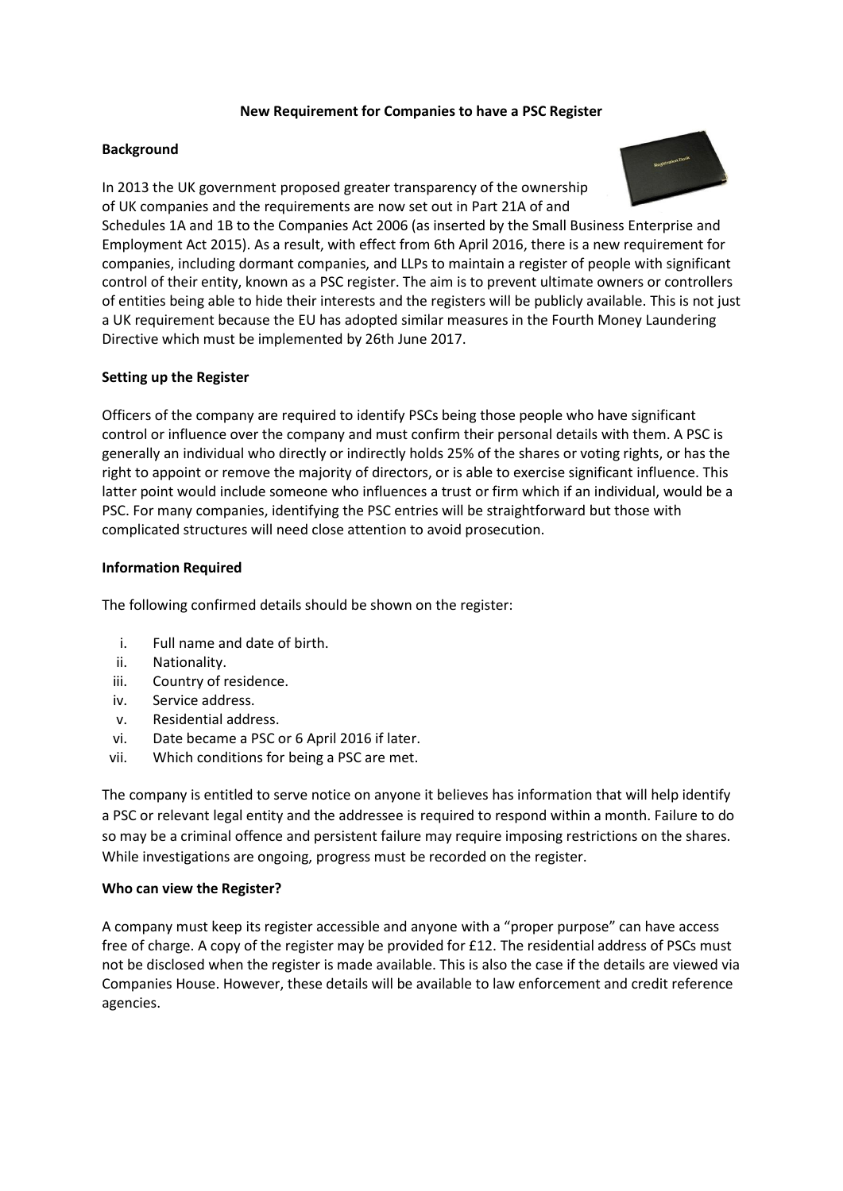**New Requirement for Companies to have a PSC Register**

**Background**

In 2013 the UK government proposed greater transparency of the ownership of UK companies and the requirements are now set out in Part 21A of and Schedules 1A and 1B to the Companies Act 2006 (as inserted by the Small Business Enterprise and Employment Act 2015). As a result, with effect from 6th April 2016, there is a new requirement for companies, including dormant companies, and LLPs to maintain a register of people with significant control of their entity, known as a PSC register. The aim is to prevent ultimate owners or controllers of entities being able to hide their interests and the registers will be publicly available. This is not just a UK requirement because the EU has adopted similar measures in the Fourth Money Laundering Directive which must be implemented by 26th June 2017.

**Setting up the Register**

Officers of the company are required to identify PSCs being those people who have significant control or influence over the company and must confirm their personal details with them. A PSC is generally an individual who directly or indirectly holds 25% of the shares or voting rights, or has the right to appoint or remove the majority of directors, or is able to exercise significant influence. This latter point would include someone who influences a trust or firm which if an individual, would be a PSC. For many companies, identifying the PSC entries will be straightforward but those with complicated structures will need close attention to avoid prosecution.

**Information Required**

The following confirmed details should be shown on the register:

i. Full name and date of birth.
ii. Nationality.
iii. Country of residence.
iv. Service address.
v. Residential address.
vi. Date became a PSC or 6 April 2016 if later.
vii. Which conditions for being a PSC are met.

The company is entitled to serve notice on anyone it believes has information that will help identify a PSC or relevant legal entity and the addressee is required to respond within a month. Failure to do so may be a criminal offence and persistent failure may require imposing restrictions on the shares. While investigations are ongoing, progress must be recorded on the register.

**Who can view the Register?**

A company must keep its register accessible and anyone with a "proper purpose" can have access free of charge. A copy of the register may be provided for £12. The residential address of PSCs must not be disclosed when the register is made available. This is also the case if the details are viewed via Companies House. However, these details will be available to law enforcement and credit reference agencies.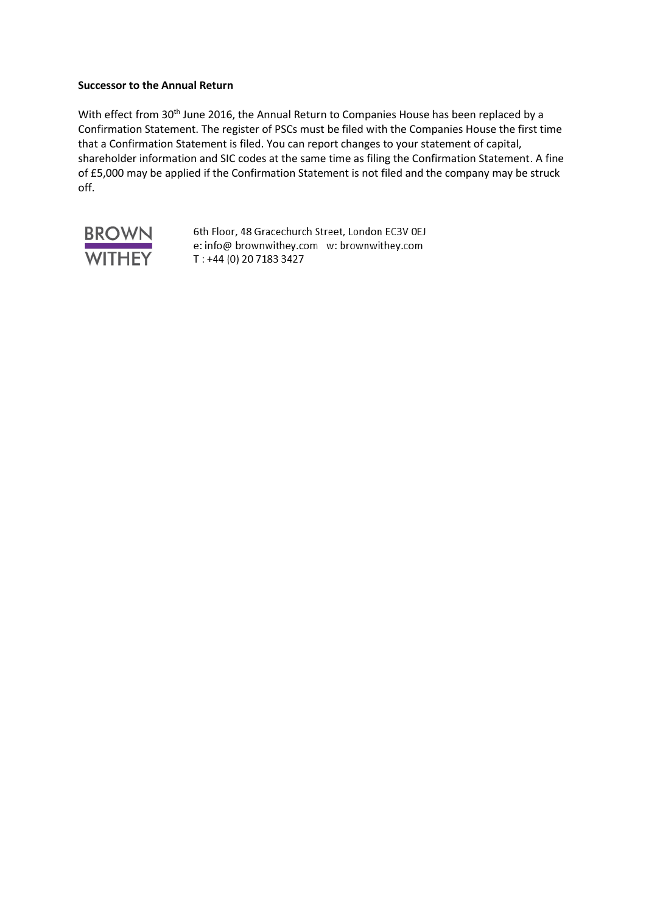**Successor to the Annual Return**

With effect from 30th June 2016, the Annual Return to Companies House has been replaced by a Confirmation Statement. The register of PSCs must be filed with the Companies House the first time that a Confirmation Statement is filed. You can report changes to your statement of capital, shareholder information and SIC codes at the same time as filing the Confirmation Statement. A fine of £5,000 may be applied if the Confirmation Statement is not filed and the company may be struck off.

BROWN WITHEY

6th Floor, 48 Gracechurch Street, London EC3V 0EJ
e: info@ brownwithey.com w: brownwithey.com
T : +44 (0) 20 7183 3427